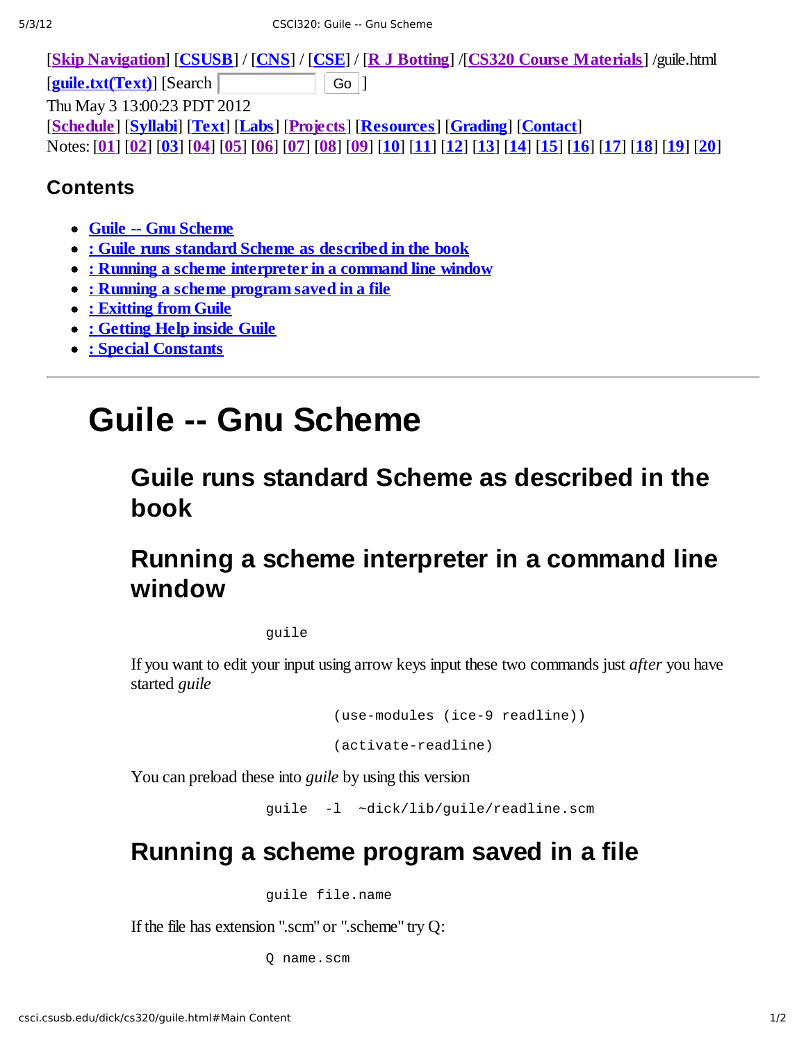[Skip Navigation] [CSUSB] / [CNS] / [CSE] / [R J Botting] /[CS320 Course Materials] /guile.html
[guile.txt(Text)] [Search Go ]
Thu May 3 13:00:23 PDT 2012
[Schedule] [Syllabi] [Text] [Labs] [Projects] [Resources] [Grading] [Contact]
Notes: [01] [02] [03] [04] [05] [06] [07] [08] [09] [10] [11] [12] [13] [14] [15] [16] [17] [18] [19] [20]

## Contents

- Guile -- Gnu Scheme
- : Guile runs standard Scheme as described in the book
- : Running a scheme interpreter in a command line window
- : Running a scheme program saved in a file
- : Exitting from Guile
- : Getting Help inside Guile
- : Special Constants

---

# Guile -- Gnu Scheme

## Guile runs standard Scheme as described in the book

## Running a scheme interpreter in a command line window

```
guile
```

If you want to edit your input using arrow keys input these two commands just *after* you have started *guile*

```
(use-modules (ice-9 readline))
```

```
(activate-readline)
```

You can preload these into *guile* by using this version

```
guile  -l  ~dick/lib/guile/readline.scm
```

## Running a scheme program saved in a file

```
guile file.name
```

If the file has extension ".scm" or ".scheme" try Q:

```
Q name.scm
```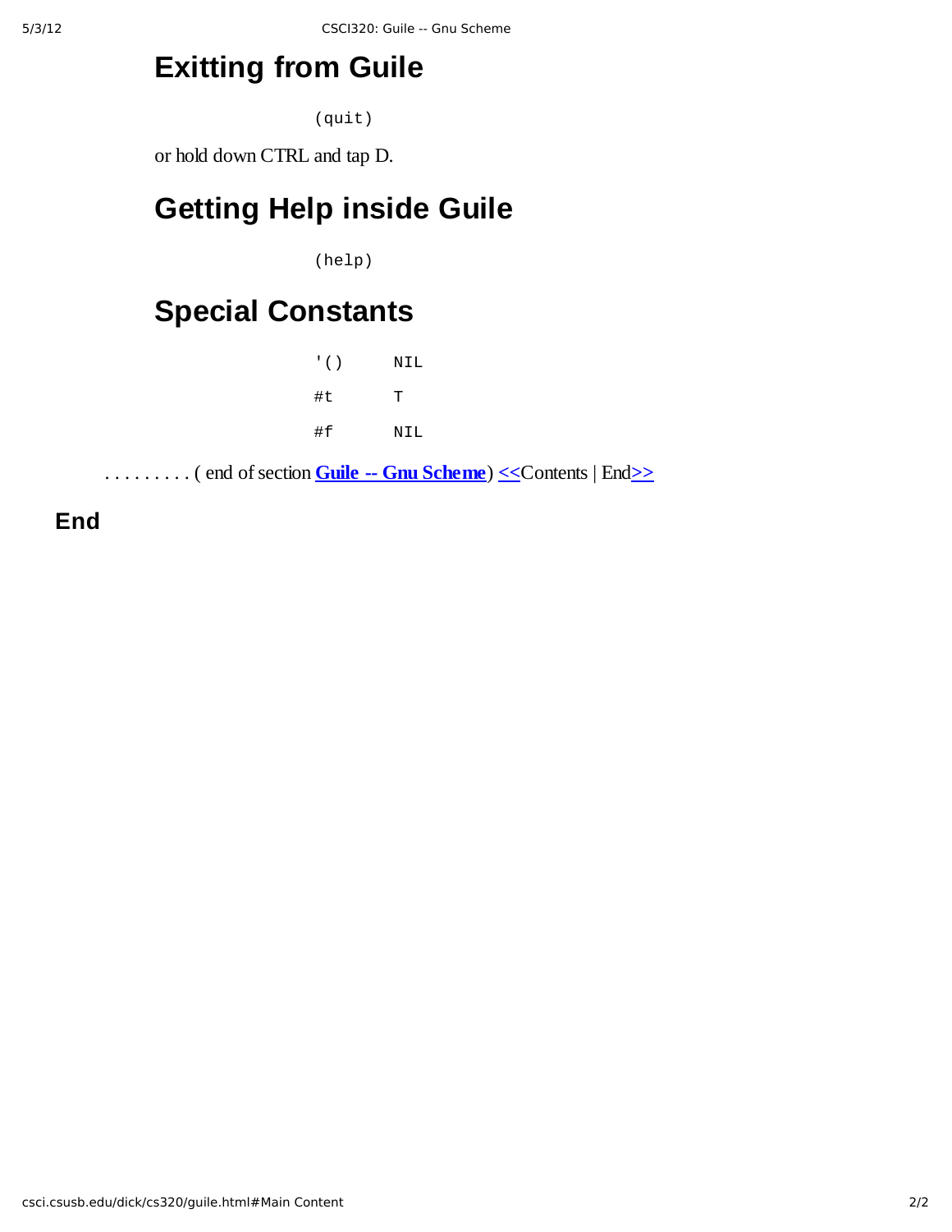## Exitting from Guile

```
(quit)
```

or hold down CTRL and tap D.

## Getting Help inside Guile

```
(help)
```

## Special Constants

| | |
|---|---|
| '() | NIL |
| #t | T |
| #f | NIL |

. . . . . . . . . ( end of section **Guile -- Gnu Scheme**) <<Contents | End>>

### End